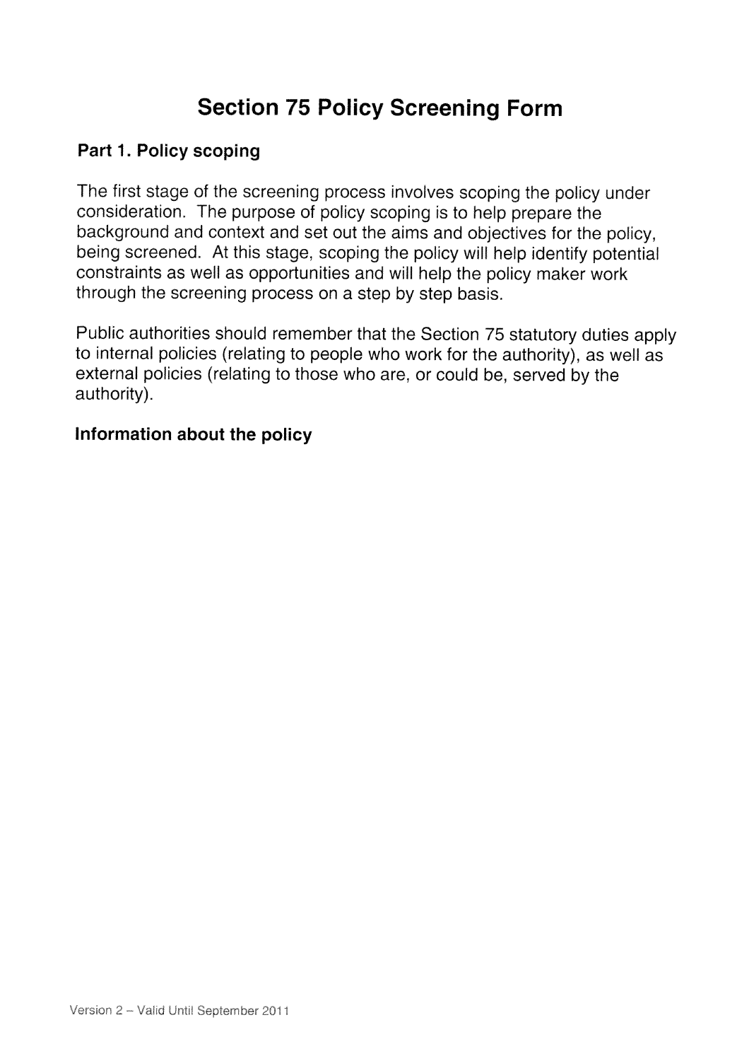# Section 75 Policy Screening Form

## Part 1. Policy scoping

The first stage of the screening process involves scoping the policy under consideration. The purpose of policy scoping is to help prepare the background and context and set out the aims and objectives for the policy, being screened. At this stage, scoping the policy will help identify potential constraints as well as opportunities and will help the policy maker work through the screening process on a step by step basis.

Public authorities should remember that the Section 75 statutory duties apply to internal policies (relating to people who work for the authority), as well as external policies (relating to those who are, or could be, served by the authority).

### Information about the policy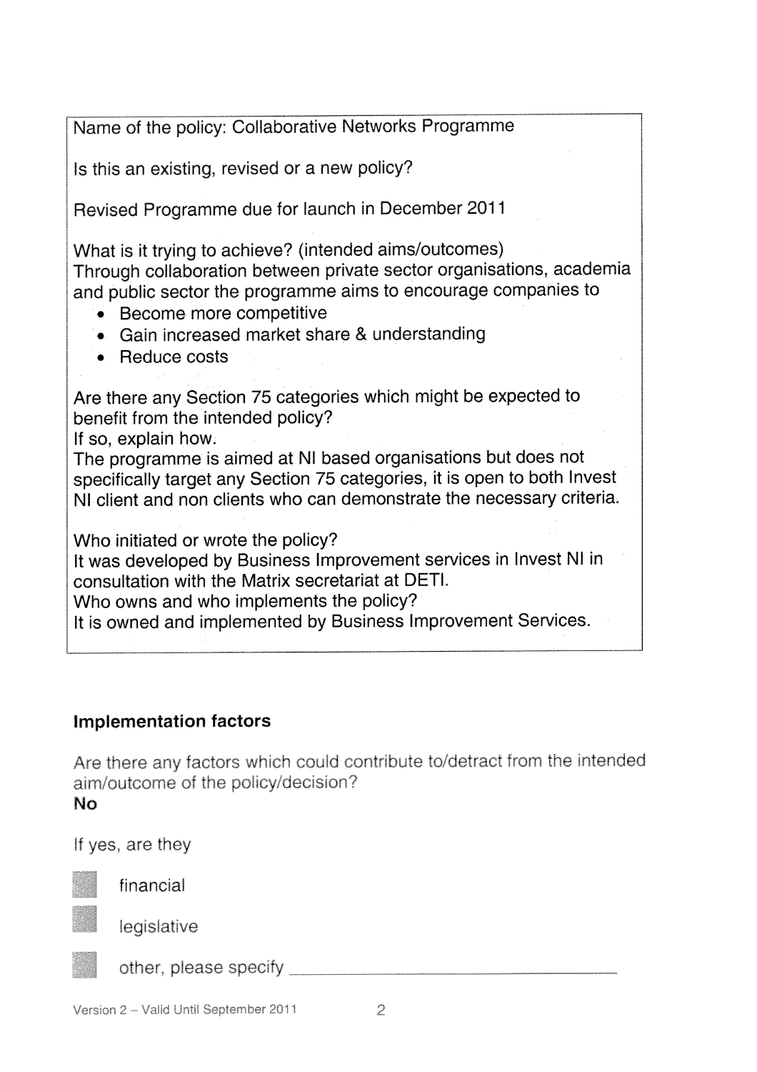Name of the policy: Collaborative Networks Programme

Is this an existing, revised or a new policy?

Revised Programme due for launch in December 2011

What is it trying to achieve? (intended aims/outcomes)
Through collaboration between private sector organisations, academia and public sector the programme aims to encourage companies to

- Become more competitive
- Gain increased market share & understanding
- Reduce costs

Are there any Section 75 categories which might be expected to benefit from the intended policy?
If so, explain how.
The programme is aimed at NI based organisations but does not specifically target any Section 75 categories, it is open to both Invest NI client and non clients who can demonstrate the necessary criteria.

Who initiated or wrote the policy?
It was developed by Business Improvement services in Invest NI in consultation with the Matrix secretariat at DETI.
Who owns and who implements the policy?
It is owned and implemented by Business Improvement Services.

### Implementation factors

Are there any factors which could contribute to/detract from the intended aim/outcome of the policy/decision?
**No**

If yes, are they

- ☐ financial
- ☐ legislative
- ☐ other, please specify \_\_\_\_\_\_\_\_\_\_\_\_\_\_\_\_\_\_\_\_\_\_\_\_\_\_\_\_\_\_

Version 2 – Valid Until September 2011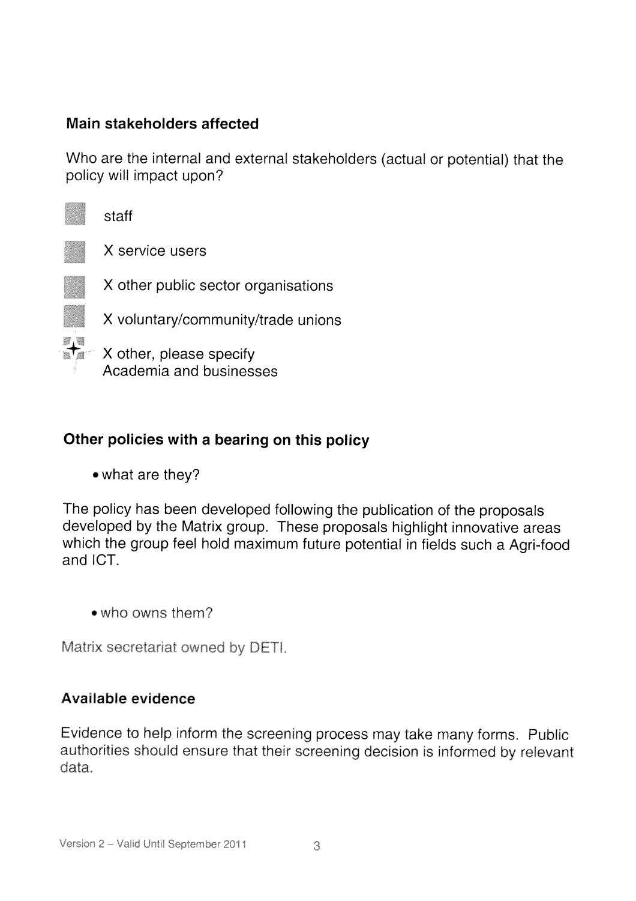**Main stakeholders affected**

Who are the internal and external stakeholders (actual or potential) that the policy will impact upon?

- staff
- X service users
- X other public sector organisations
- X voluntary/community/trade unions
- X other, please specify
  Academia and businesses

**Other policies with a bearing on this policy**

- what are they?

The policy has been developed following the publication of the proposals developed by the Matrix group. These proposals highlight innovative areas which the group feel hold maximum future potential in fields such a Agri-food and ICT.

- who owns them?

Matrix secretariat owned by DETI.

**Available evidence**

Evidence to help inform the screening process may take many forms. Public authorities should ensure that their screening decision is informed by relevant data.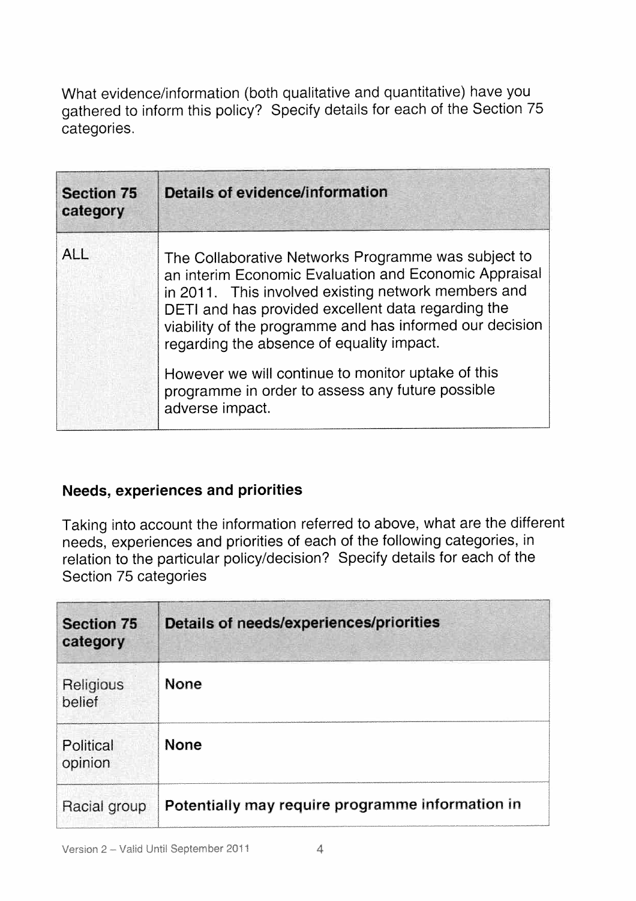What evidence/information (both qualitative and quantitative) have you gathered to inform this policy? Specify details for each of the Section 75 categories.

| Section 75 category | Details of evidence/information |
|---|---|
| ALL | The Collaborative Networks Programme was subject to an interim Economic Evaluation and Economic Appraisal in 2011. This involved existing network members and DETI and has provided excellent data regarding the viability of the programme and has informed our decision regarding the absence of equality impact.<br><br>However we will continue to monitor uptake of this programme in order to assess any future possible adverse impact. |

### Needs, experiences and priorities

Taking into account the information referred to above, what are the different needs, experiences and priorities of each of the following categories, in relation to the particular policy/decision? Specify details for each of the Section 75 categories

| Section 75 category | Details of needs/experiences/priorities |
|---|---|
| Religious belief | **None** |
| Political opinion | **None** |
| Racial group | **Potentially may require programme information in** |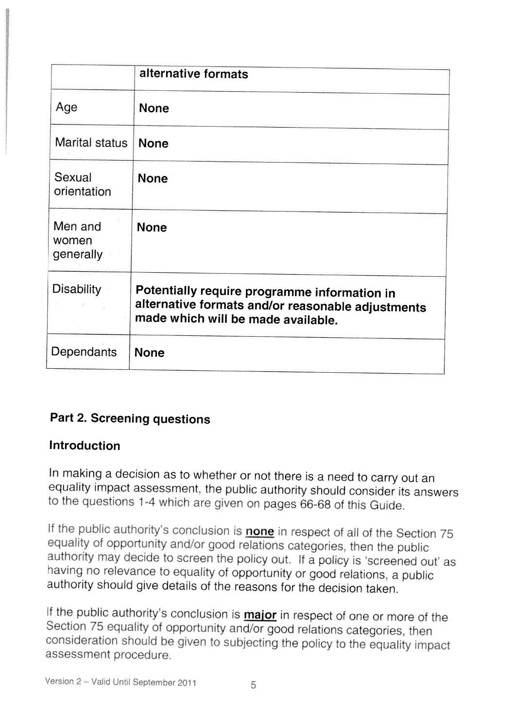| | |
|---|---|
| | **alternative formats** |
| Age | **None** |
| Marital status | **None** |
| Sexual orientation | **None** |
| Men and women generally | **None** |
| Disability | **Potentially require programme information in alternative formats and/or reasonable adjustments made which will be made available.** |
| Dependants | **None** |

### Part 2. Screening questions

#### Introduction

In making a decision as to whether or not there is a need to carry out an equality impact assessment, the public authority should consider its answers to the questions 1-4 which are given on pages 66-68 of this Guide.

If the public authority's conclusion is <u>**none**</u> in respect of all of the Section 75 equality of opportunity and/or good relations categories, then the public authority may decide to screen the policy out. If a policy is 'screened out' as having no relevance to equality of opportunity or good relations, a public authority should give details of the reasons for the decision taken.

If the public authority's conclusion is <u>**major**</u> in respect of one or more of the Section 75 equality of opportunity and/or good relations categories, then consideration should be given to subjecting the policy to the equality impact assessment procedure.

Version 2 – Valid Until September 2011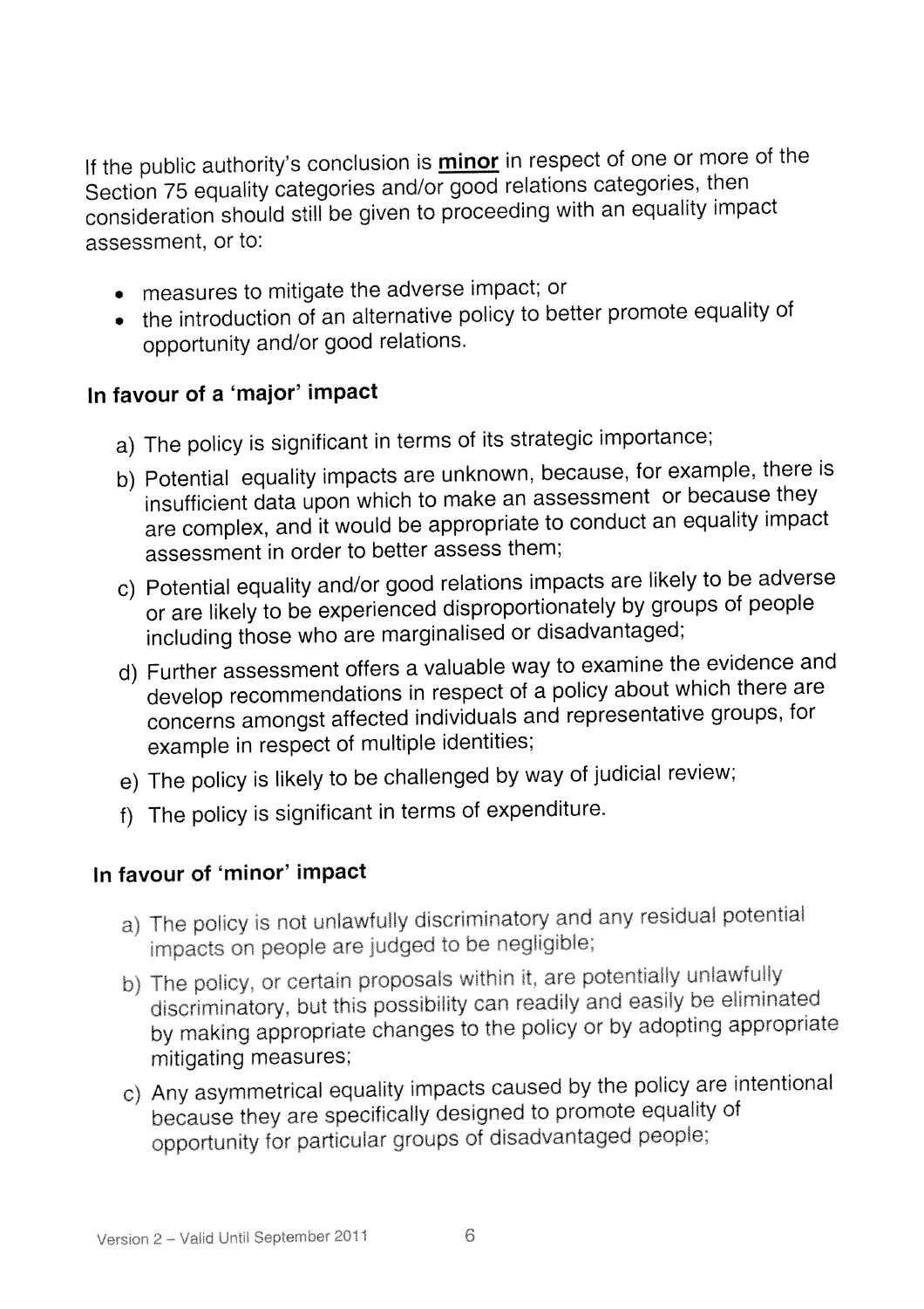If the public authority's conclusion is **minor** in respect of one or more of the Section 75 equality categories and/or good relations categories, then consideration should still be given to proceeding with an equality impact assessment, or to:

- measures to mitigate the adverse impact; or
- the introduction of an alternative policy to better promote equality of opportunity and/or good relations.

**In favour of a 'major' impact**

a) The policy is significant in terms of its strategic importance;

b) Potential equality impacts are unknown, because, for example, there is insufficient data upon which to make an assessment or because they are complex, and it would be appropriate to conduct an equality impact assessment in order to better assess them;

c) Potential equality and/or good relations impacts are likely to be adverse or are likely to be experienced disproportionately by groups of people including those who are marginalised or disadvantaged;

d) Further assessment offers a valuable way to examine the evidence and develop recommendations in respect of a policy about which there are concerns amongst affected individuals and representative groups, for example in respect of multiple identities;

e) The policy is likely to be challenged by way of judicial review;

f) The policy is significant in terms of expenditure.

**In favour of 'minor' impact**

a) The policy is not unlawfully discriminatory and any residual potential impacts on people are judged to be negligible;

b) The policy, or certain proposals within it, are potentially unlawfully discriminatory, but this possibility can readily and easily be eliminated by making appropriate changes to the policy or by adopting appropriate mitigating measures;

c) Any asymmetrical equality impacts caused by the policy are intentional because they are specifically designed to promote equality of opportunity for particular groups of disadvantaged people;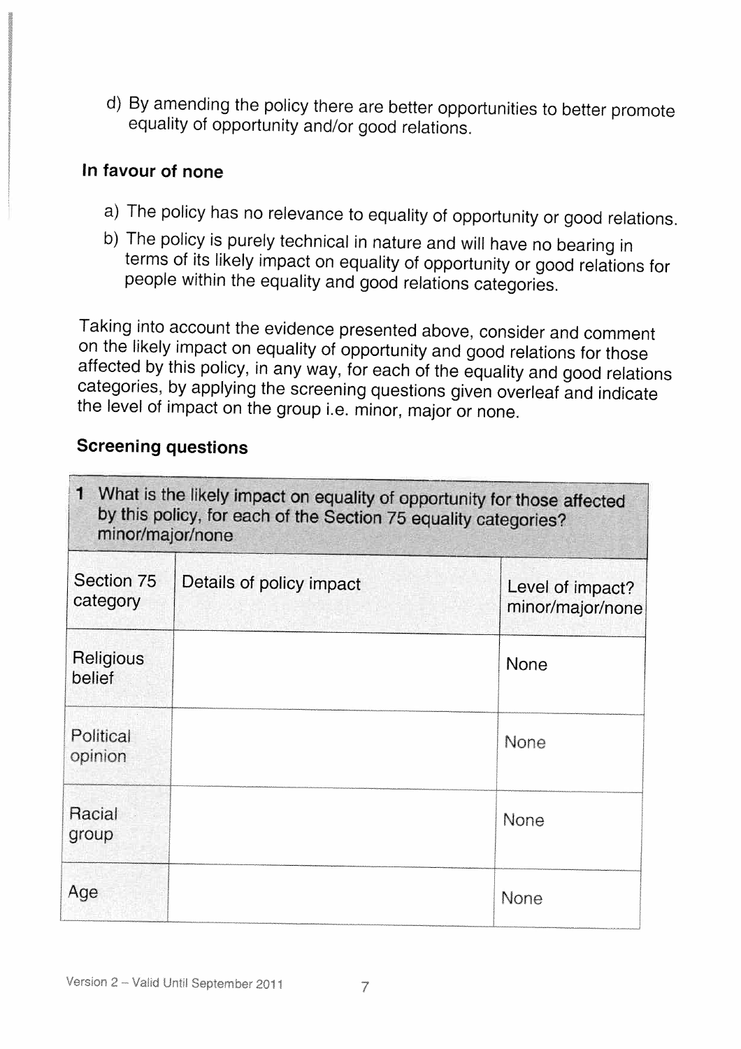d) By amending the policy there are better opportunities to better promote equality of opportunity and/or good relations.

**In favour of none**

a) The policy has no relevance to equality of opportunity or good relations.
b) The policy is purely technical in nature and will have no bearing in terms of its likely impact on equality of opportunity or good relations for people within the equality and good relations categories.

Taking into account the evidence presented above, consider and comment on the likely impact on equality of opportunity and good relations for those affected by this policy, in any way, for each of the equality and good relations categories, by applying the screening questions given overleaf and indicate the level of impact on the group i.e. minor, major or none.

**Screening questions**

| 1 What is the likely impact on equality of opportunity for those affected by this policy, for each of the Section 75 equality categories? minor/major/none | | |
|---|---|---|
| Section 75 category | Details of policy impact | Level of impact? minor/major/none |
| Religious belief | | None |
| Political opinion | | None |
| Racial group | | None |
| Age | | None |

Version 2 – Valid Until September 2011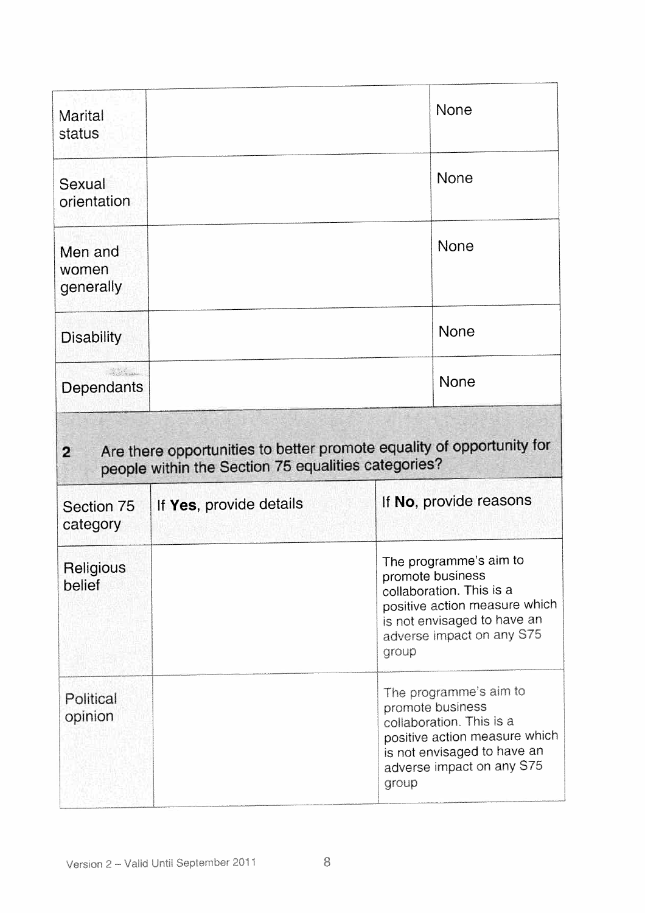| | | |
|---|---|---|
| Marital status | | None |
| Sexual orientation | | None |
| Men and women generally | | None |
| Disability | | None |
| Dependants | | None |

**2 Are there opportunities to better promote equality of opportunity for people within the Section 75 equalities categories?**

| Section 75 category | If **Yes**, provide details | If **No**, provide reasons |
|---|---|---|
| Religious belief | | The programme's aim to promote business collaboration. This is a positive action measure which is not envisaged to have an adverse impact on any S75 group |
| Political opinion | | The programme's aim to promote business collaboration. This is a positive action measure which is not envisaged to have an adverse impact on any S75 group |

Version 2 – Valid Until September 2011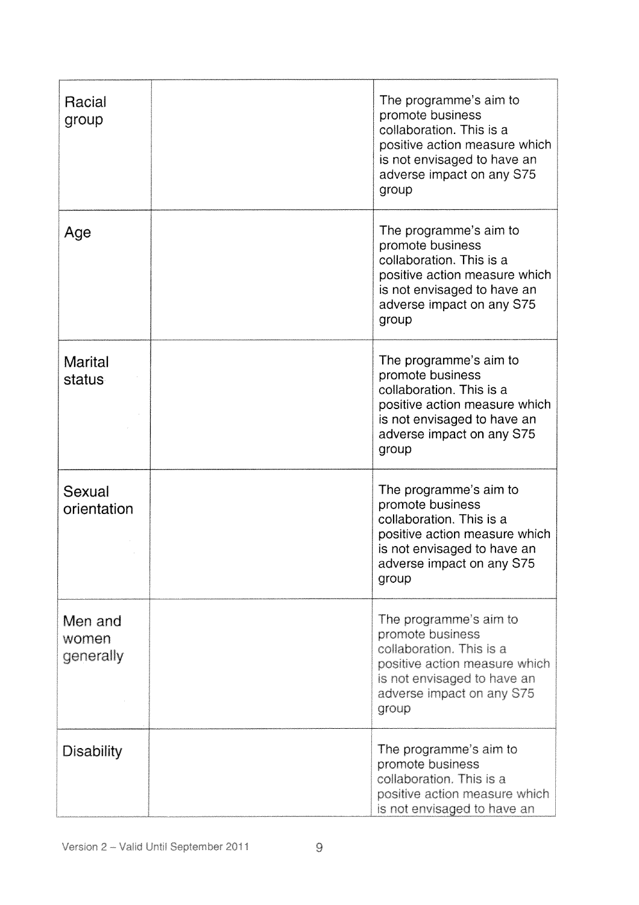| | | |
|---|---|---|
| Racial group | | The programme's aim to promote business collaboration. This is a positive action measure which is not envisaged to have an adverse impact on any S75 group |
| Age | | The programme's aim to promote business collaboration. This is a positive action measure which is not envisaged to have an adverse impact on any S75 group |
| Marital status | | The programme's aim to promote business collaboration. This is a positive action measure which is not envisaged to have an adverse impact on any S75 group |
| Sexual orientation | | The programme's aim to promote business collaboration. This is a positive action measure which is not envisaged to have an adverse impact on any S75 group |
| Men and women generally | | The programme's aim to promote business collaboration. This is a positive action measure which is not envisaged to have an adverse impact on any S75 group |
| Disability | | The programme's aim to promote business collaboration. This is a positive action measure which is not envisaged to have an |

Version 2 – Valid Until September 2011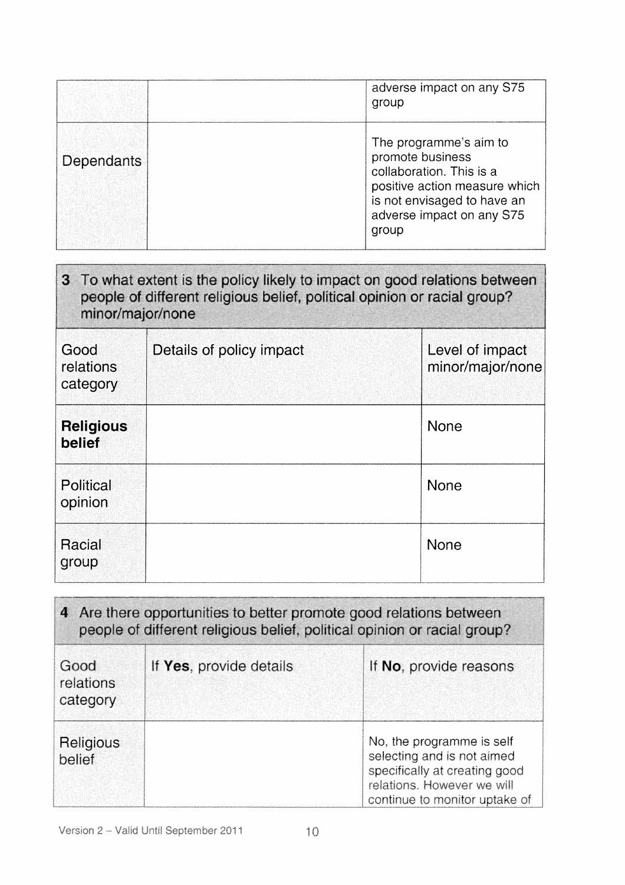| | | adverse impact on any S75 group |
|---|---|---|
| Dependants | | The programme's aim to promote business collaboration. This is a positive action measure which is not envisaged to have an adverse impact on any S75 group |

**3** To what extent is the policy likely to impact on good relations between people of different religious belief, political opinion or racial group? minor/major/none

| Good relations category | Details of policy impact | Level of impact minor/major/none |
|---|---|---|
| **Religious belief** | | None |
| Political opinion | | None |
| Racial group | | None |

**4** Are there opportunities to better promote good relations between people of different religious belief, political opinion or racial group?

| Good relations category | If **Yes**, provide details | If **No**, provide reasons |
|---|---|---|
| Religious belief | | No, the programme is self selecting and is not aimed specifically at creating good relations. However we will continue to monitor uptake of |

Version 2 – Valid Until September 2011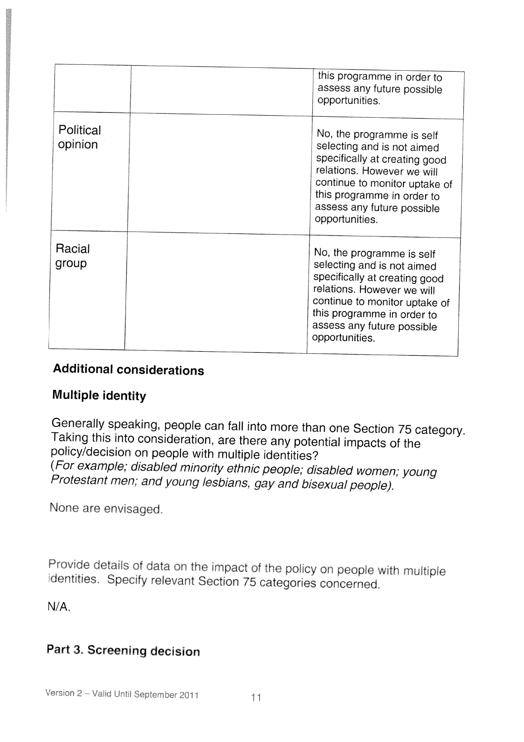| | | |
|---|---|---|
| | | this programme in order to assess any future possible opportunities. |
| Political opinion | | No, the programme is self selecting and is not aimed specifically at creating good relations. However we will continue to monitor uptake of this programme in order to assess any future possible opportunities. |
| Racial group | | No, the programme is self selecting and is not aimed specifically at creating good relations. However we will continue to monitor uptake of this programme in order to assess any future possible opportunities. |

**Additional considerations**

**Multiple identity**

Generally speaking, people can fall into more than one Section 75 category. Taking this into consideration, are there any potential impacts of the policy/decision on people with multiple identities?
(*For example; disabled minority ethnic people; disabled women; young Protestant men; and young lesbians, gay and bisexual people).*

None are envisaged.

Provide details of data on the impact of the policy on people with multiple identities. Specify relevant Section 75 categories concerned.

N/A.

**Part 3. Screening decision**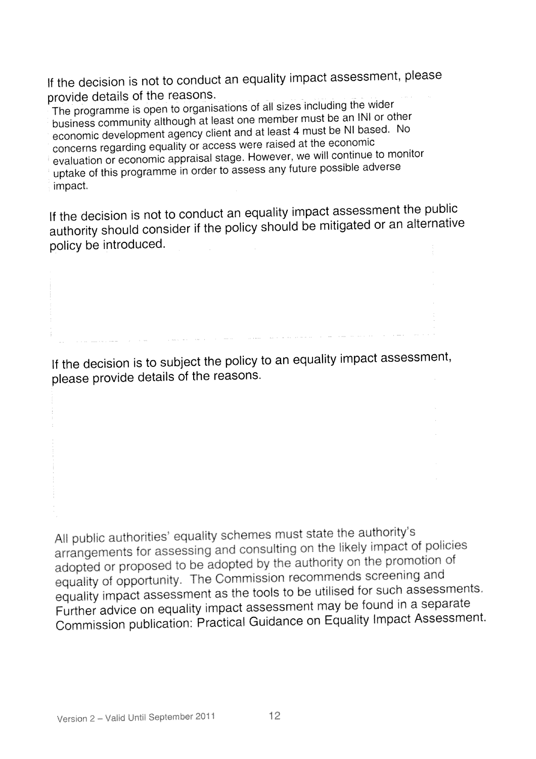If the decision is not to conduct an equality impact assessment, please provide details of the reasons.

The programme is open to organisations of all sizes including the wider business community although at least one member must be an INI or other economic development agency client and at least 4 must be NI based. No concerns regarding equality or access were raised at the economic evaluation or economic appraisal stage. However, we will continue to monitor uptake of this programme in order to assess any future possible adverse impact.

If the decision is not to conduct an equality impact assessment the public authority should consider if the policy should be mitigated or an alternative policy be introduced.

If the decision is to subject the policy to an equality impact assessment, please provide details of the reasons.

All public authorities' equality schemes must state the authority's arrangements for assessing and consulting on the likely impact of policies adopted or proposed to be adopted by the authority on the promotion of equality of opportunity. The Commission recommends screening and equality impact assessment as the tools to be utilised for such assessments. Further advice on equality impact assessment may be found in a separate Commission publication: Practical Guidance on Equality Impact Assessment.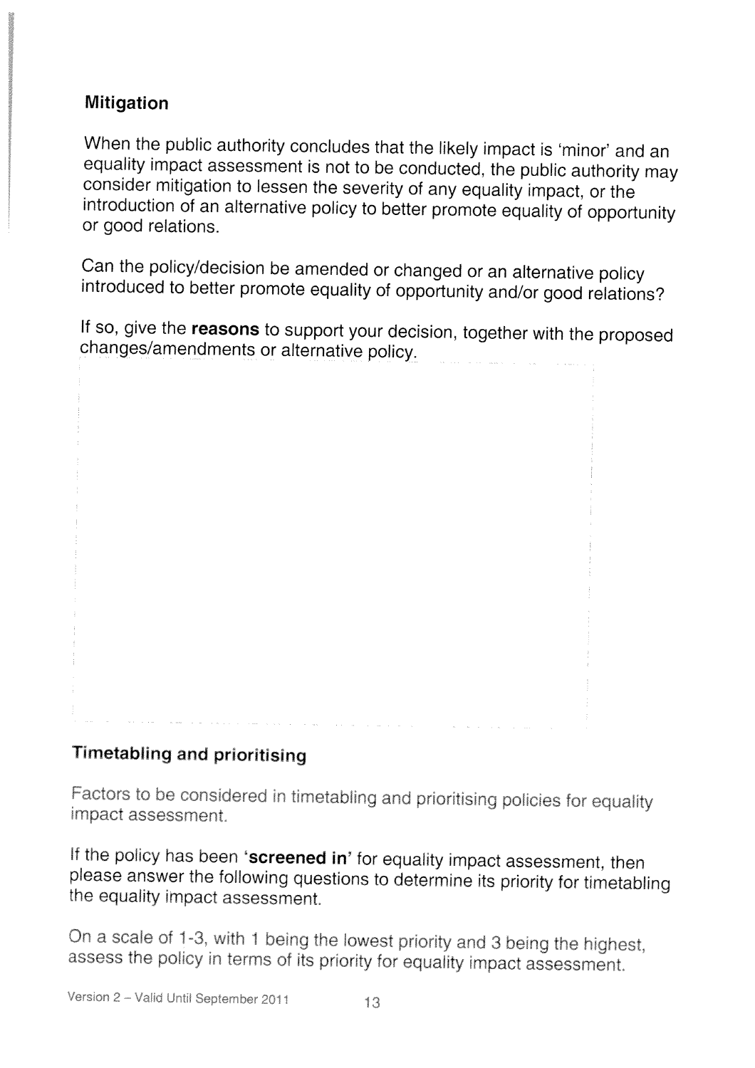## Mitigation

When the public authority concludes that the likely impact is 'minor' and an equality impact assessment is not to be conducted, the public authority may consider mitigation to lessen the severity of any equality impact, or the introduction of an alternative policy to better promote equality of opportunity or good relations.

Can the policy/decision be amended or changed or an alternative policy introduced to better promote equality of opportunity and/or good relations?

If so, give the **reasons** to support your decision, together with the proposed changes/amendments or alternative policy.

## Timetabling and prioritising

Factors to be considered in timetabling and prioritising policies for equality impact assessment.

If the policy has been **'screened in'** for equality impact assessment, then please answer the following questions to determine its priority for timetabling the equality impact assessment.

On a scale of 1-3, with 1 being the lowest priority and 3 being the highest, assess the policy in terms of its priority for equality impact assessment.

Version 2 – Valid Until September 2011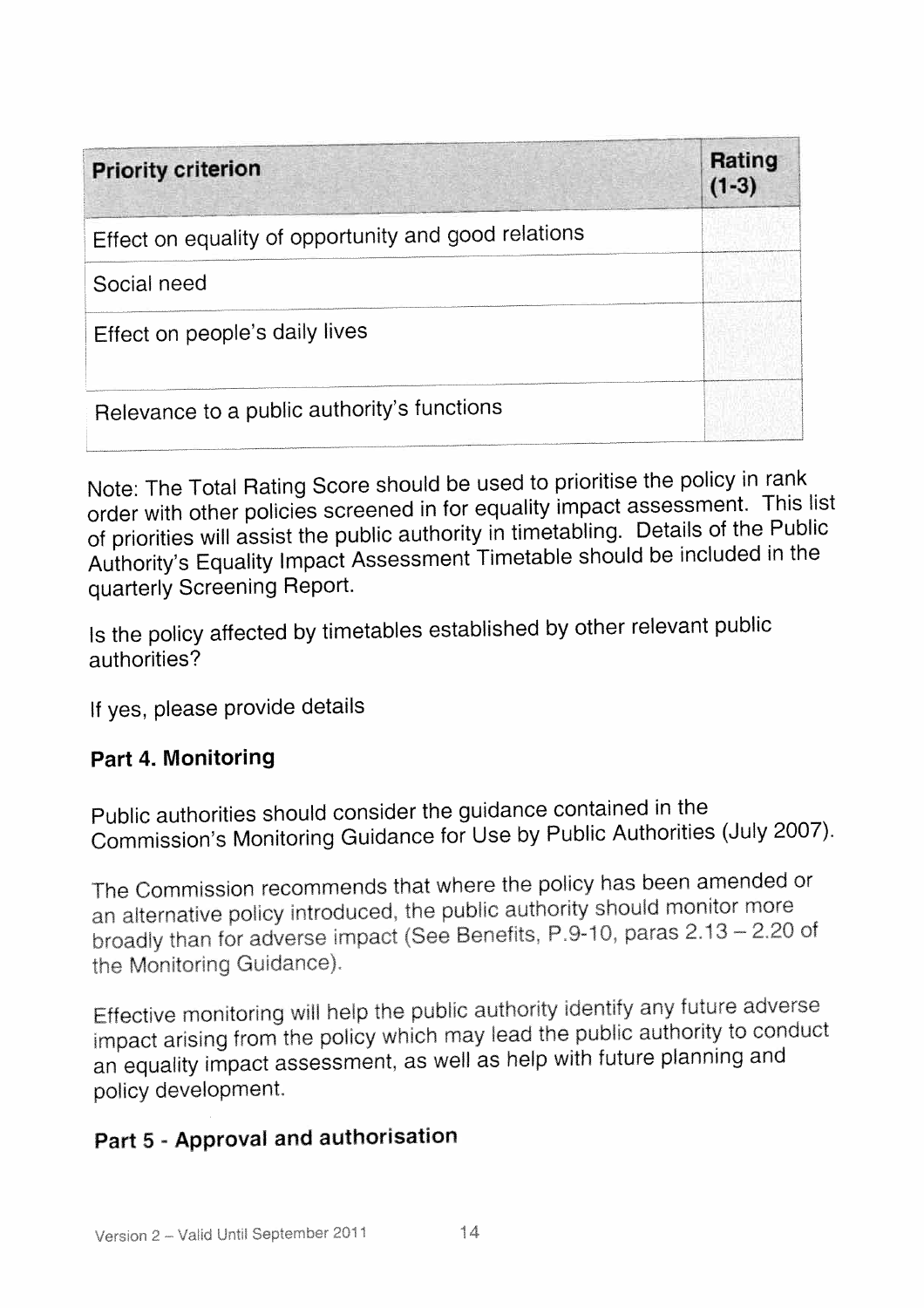| Priority criterion | Rating (1-3) |
|---|---|
| Effect on equality of opportunity and good relations | |
| Social need | |
| Effect on people's daily lives | |
| Relevance to a public authority's functions | |

Note: The Total Rating Score should be used to prioritise the policy in rank order with other policies screened in for equality impact assessment. This list of priorities will assist the public authority in timetabling. Details of the Public Authority's Equality Impact Assessment Timetable should be included in the quarterly Screening Report.

Is the policy affected by timetables established by other relevant public authorities?

If yes, please provide details

## Part 4. Monitoring

Public authorities should consider the guidance contained in the Commission's Monitoring Guidance for Use by Public Authorities (July 2007).

The Commission recommends that where the policy has been amended or an alternative policy introduced, the public authority should monitor more broadly than for adverse impact (See Benefits, P.9-10, paras 2.13 – 2.20 of the Monitoring Guidance).

Effective monitoring will help the public authority identify any future adverse impact arising from the policy which may lead the public authority to conduct an equality impact assessment, as well as help with future planning and policy development.

## Part 5 - Approval and authorisation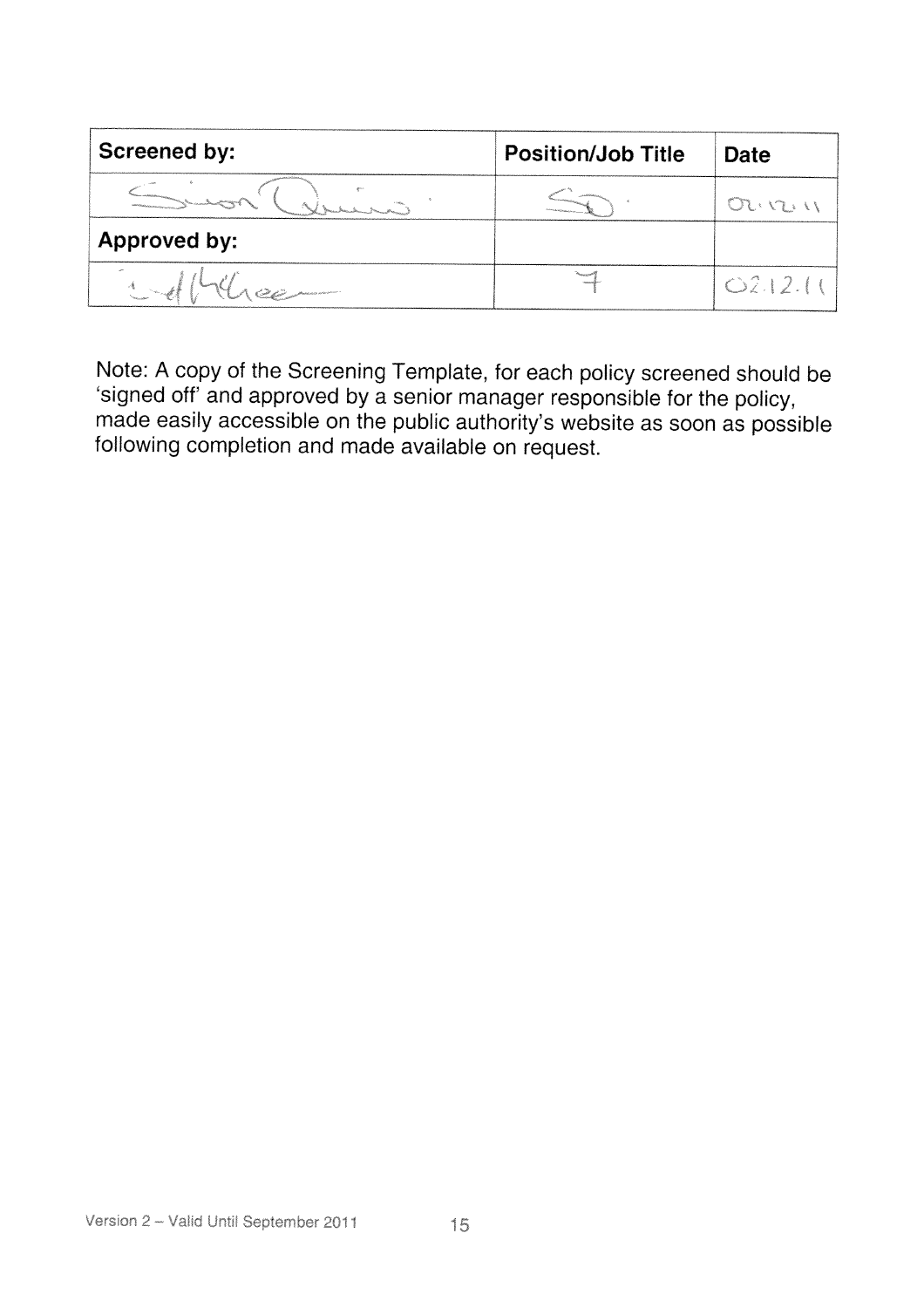| Screened by: | Position/Job Title | Date |
| --- | --- | --- |
| Simon Quinn | SO | 02.12.11 |
| **Approved by:** | | |
| [signature] | 7 | 02.12.11 |

Note: A copy of the Screening Template, for each policy screened should be 'signed off' and approved by a senior manager responsible for the policy, made easily accessible on the public authority's website as soon as possible following completion and made available on request.

Version 2 – Valid Until September 2011